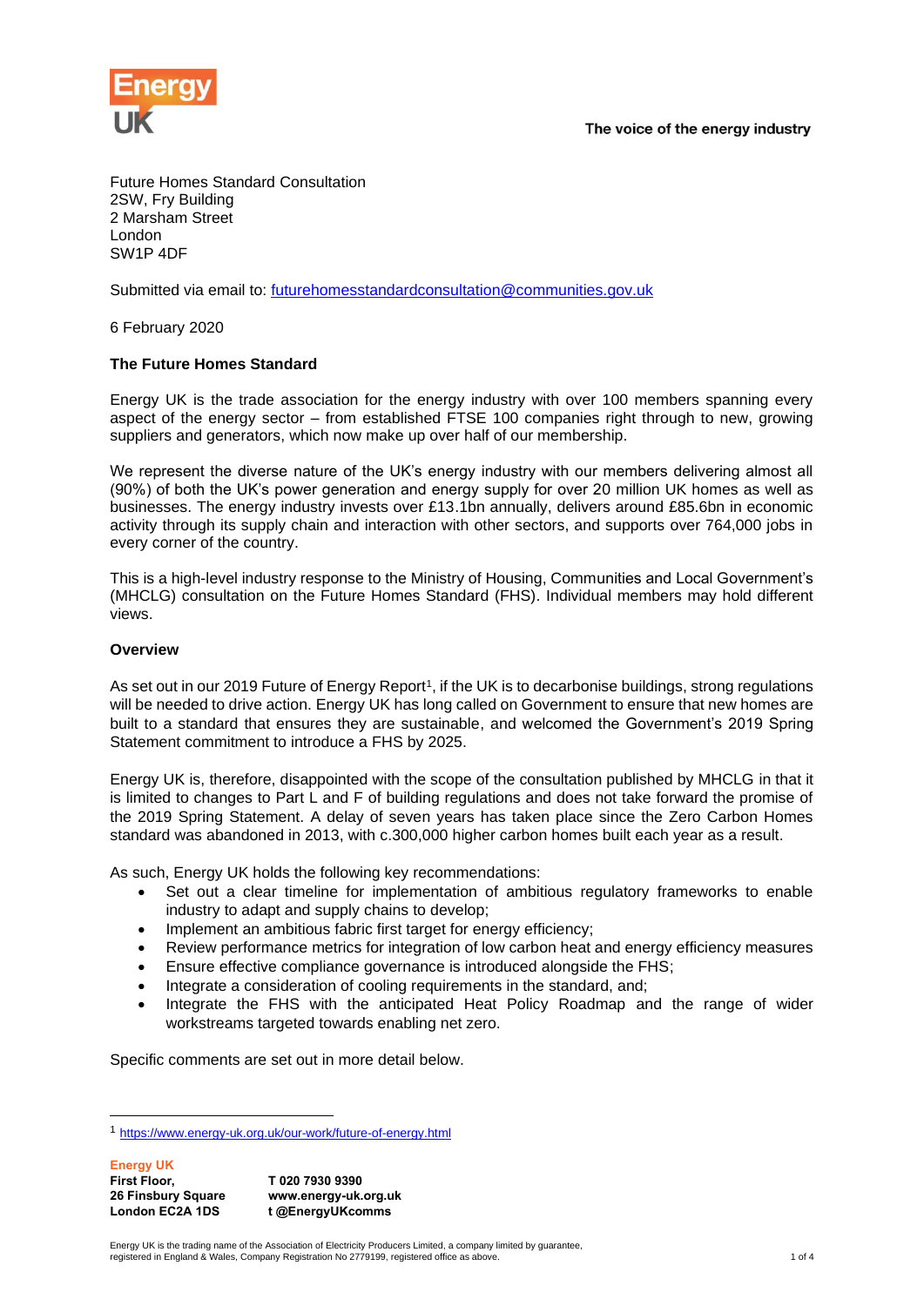Energy UK

The voice of the energy industry

Future Homes Standard Consultation
2SW, Fry Building
2 Marsham Street
London
SW1P 4DF

Submitted via email to: futurehomesstandardconsultation@communities.gov.uk

6 February 2020

**The Future Homes Standard**

Energy UK is the trade association for the energy industry with over 100 members spanning every aspect of the energy sector – from established FTSE 100 companies right through to new, growing suppliers and generators, which now make up over half of our membership.

We represent the diverse nature of the UK's energy industry with our members delivering almost all (90%) of both the UK's power generation and energy supply for over 20 million UK homes as well as businesses. The energy industry invests over £13.1bn annually, delivers around £85.6bn in economic activity through its supply chain and interaction with other sectors, and supports over 764,000 jobs in every corner of the country.

This is a high-level industry response to the Ministry of Housing, Communities and Local Government's (MHCLG) consultation on the Future Homes Standard (FHS). Individual members may hold different views.

**Overview**

As set out in our 2019 Future of Energy Report[1], if the UK is to decarbonise buildings, strong regulations will be needed to drive action. Energy UK has long called on Government to ensure that new homes are built to a standard that ensures they are sustainable, and welcomed the Government's 2019 Spring Statement commitment to introduce a FHS by 2025.

Energy UK is, therefore, disappointed with the scope of the consultation published by MHCLG in that it is limited to changes to Part L and F of building regulations and does not take forward the promise of the 2019 Spring Statement. A delay of seven years has taken place since the Zero Carbon Homes standard was abandoned in 2013, with c.300,000 higher carbon homes built each year as a result.

As such, Energy UK holds the following key recommendations:

- Set out a clear timeline for implementation of ambitious regulatory frameworks to enable industry to adapt and supply chains to develop;
- Implement an ambitious fabric first target for energy efficiency;
- Review performance metrics for integration of low carbon heat and energy efficiency measures
- Ensure effective compliance governance is introduced alongside the FHS;
- Integrate a consideration of cooling requirements in the standard, and;
- Integrate the FHS with the anticipated Heat Policy Roadmap and the range of wider workstreams targeted towards enabling net zero.

Specific comments are set out in more detail below.

[1] https://www.energy-uk.org.uk/our-work/future-of-energy.html

**Energy UK**
**First Floor,**
**26 Finsbury Square**
**London EC2A 1DS**

**T 020 7930 9390**
**www.energy-uk.org.uk**
**t @EnergyUKcomms**

Energy UK is the trading name of the Association of Electricity Producers Limited, a company limited by guarantee, registered in England & Wales, Company Registration No 2779199, registered office as above.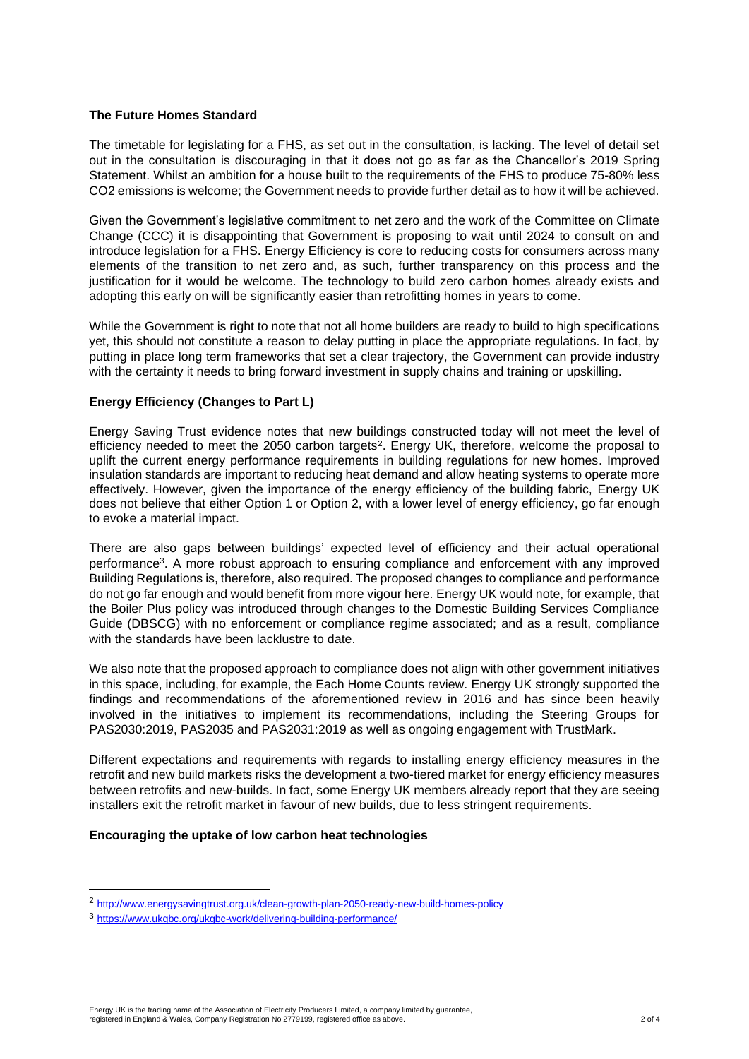**The Future Homes Standard**

The timetable for legislating for a FHS, as set out in the consultation, is lacking. The level of detail set out in the consultation is discouraging in that it does not go as far as the Chancellor's 2019 Spring Statement. Whilst an ambition for a house built to the requirements of the FHS to produce 75-80% less $CO_2$ emissions is welcome; the Government needs to provide further detail as to how it will be achieved.

Given the Government's legislative commitment to net zero and the work of the Committee on Climate Change (CCC) it is disappointing that Government is proposing to wait until 2024 to consult on and introduce legislation for a FHS. Energy Efficiency is core to reducing costs for consumers across many elements of the transition to net zero and, as such, further transparency on this process and the justification for it would be welcome. The technology to build zero carbon homes already exists and adopting this early on will be significantly easier than retrofitting homes in years to come.

While the Government is right to note that not all home builders are ready to build to high specifications yet, this should not constitute a reason to delay putting in place the appropriate regulations. In fact, by putting in place long term frameworks that set a clear trajectory, the Government can provide industry with the certainty it needs to bring forward investment in supply chains and training or upskilling.

**Energy Efficiency (Changes to Part L)**

Energy Saving Trust evidence notes that new buildings constructed today will not meet the level of efficiency needed to meet the 2050 carbon targets[2]. Energy UK, therefore, welcome the proposal to uplift the current energy performance requirements in building regulations for new homes. Improved insulation standards are important to reducing heat demand and allow heating systems to operate more effectively. However, given the importance of the energy efficiency of the building fabric, Energy UK does not believe that either Option 1 or Option 2, with a lower level of energy efficiency, go far enough to evoke a material impact.

There are also gaps between buildings' expected level of efficiency and their actual operational performance[3]. A more robust approach to ensuring compliance and enforcement with any improved Building Regulations is, therefore, also required. The proposed changes to compliance and performance do not go far enough and would benefit from more vigour here. Energy UK would note, for example, that the Boiler Plus policy was introduced through changes to the Domestic Building Services Compliance Guide (DBSCG) with no enforcement or compliance regime associated; and as a result, compliance with the standards have been lacklustre to date.

We also note that the proposed approach to compliance does not align with other government initiatives in this space, including, for example, the Each Home Counts review. Energy UK strongly supported the findings and recommendations of the aforementioned review in 2016 and has since been heavily involved in the initiatives to implement its recommendations, including the Steering Groups for PAS2030:2019, PAS2035 and PAS2031:2019 as well as ongoing engagement with TrustMark.

Different expectations and requirements with regards to installing energy efficiency measures in the retrofit and new build markets risks the development a two-tiered market for energy efficiency measures between retrofits and new-builds. In fact, some Energy UK members already report that they are seeing installers exit the retrofit market in favour of new builds, due to less stringent requirements.

**Encouraging the uptake of low carbon heat technologies**

---

[2] http://www.energysavingtrust.org.uk/clean-growth-plan-2050-ready-new-build-homes-policy

[3] https://www.ukgbc.org/ukgbc-work/delivering-building-performance/

Energy UK is the trading name of the Association of Electricity Producers Limited, a company limited by guarantee, registered in England & Wales, Company Registration No 2779199, registered office as above.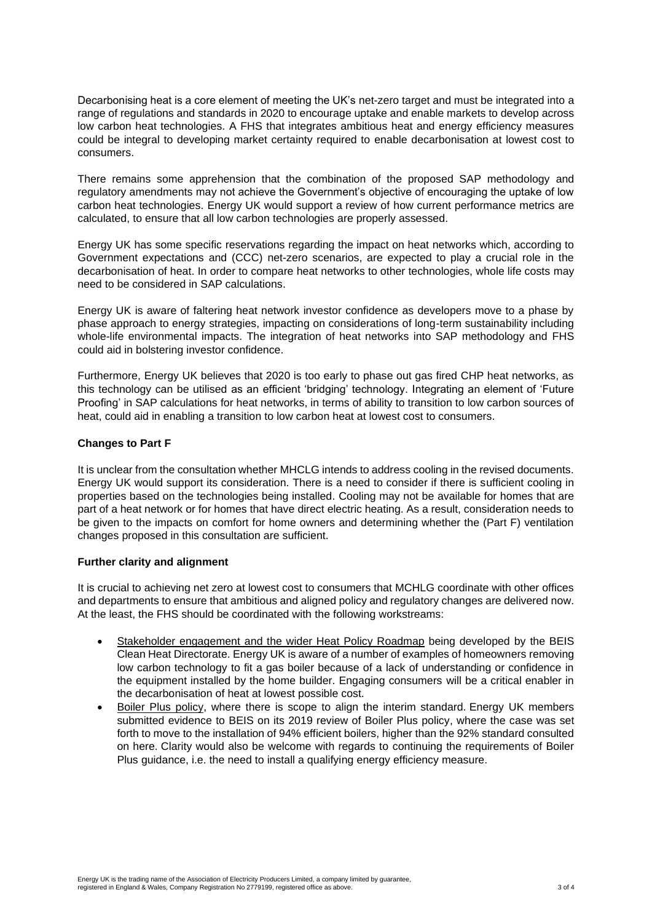Decarbonising heat is a core element of meeting the UK's net-zero target and must be integrated into a range of regulations and standards in 2020 to encourage uptake and enable markets to develop across low carbon heat technologies. A FHS that integrates ambitious heat and energy efficiency measures could be integral to developing market certainty required to enable decarbonisation at lowest cost to consumers.

There remains some apprehension that the combination of the proposed SAP methodology and regulatory amendments may not achieve the Government's objective of encouraging the uptake of low carbon heat technologies. Energy UK would support a review of how current performance metrics are calculated, to ensure that all low carbon technologies are properly assessed.

Energy UK has some specific reservations regarding the impact on heat networks which, according to Government expectations and (CCC) net-zero scenarios, are expected to play a crucial role in the decarbonisation of heat. In order to compare heat networks to other technologies, whole life costs may need to be considered in SAP calculations.

Energy UK is aware of faltering heat network investor confidence as developers move to a phase by phase approach to energy strategies, impacting on considerations of long-term sustainability including whole-life environmental impacts. The integration of heat networks into SAP methodology and FHS could aid in bolstering investor confidence.

Furthermore, Energy UK believes that 2020 is too early to phase out gas fired CHP heat networks, as this technology can be utilised as an efficient 'bridging' technology. Integrating an element of 'Future Proofing' in SAP calculations for heat networks, in terms of ability to transition to low carbon sources of heat, could aid in enabling a transition to low carbon heat at lowest cost to consumers.

**Changes to Part F**

It is unclear from the consultation whether MHCLG intends to address cooling in the revised documents. Energy UK would support its consideration. There is a need to consider if there is sufficient cooling in properties based on the technologies being installed. Cooling may not be available for homes that are part of a heat network or for homes that have direct electric heating. As a result, consideration needs to be given to the impacts on comfort for home owners and determining whether the (Part F) ventilation changes proposed in this consultation are sufficient.

**Further clarity and alignment**

It is crucial to achieving net zero at lowest cost to consumers that MCHLG coordinate with other offices and departments to ensure that ambitious and aligned policy and regulatory changes are delivered now. At the least, the FHS should be coordinated with the following workstreams:

- Stakeholder engagement and the wider Heat Policy Roadmap being developed by the BEIS Clean Heat Directorate. Energy UK is aware of a number of examples of homeowners removing low carbon technology to fit a gas boiler because of a lack of understanding or confidence in the equipment installed by the home builder. Engaging consumers will be a critical enabler in the decarbonisation of heat at lowest possible cost.
- Boiler Plus policy, where there is scope to align the interim standard. Energy UK members submitted evidence to BEIS on its 2019 review of Boiler Plus policy, where the case was set forth to move to the installation of 94% efficient boilers, higher than the 92% standard consulted on here. Clarity would also be welcome with regards to continuing the requirements of Boiler Plus guidance, i.e. the need to install a qualifying energy efficiency measure.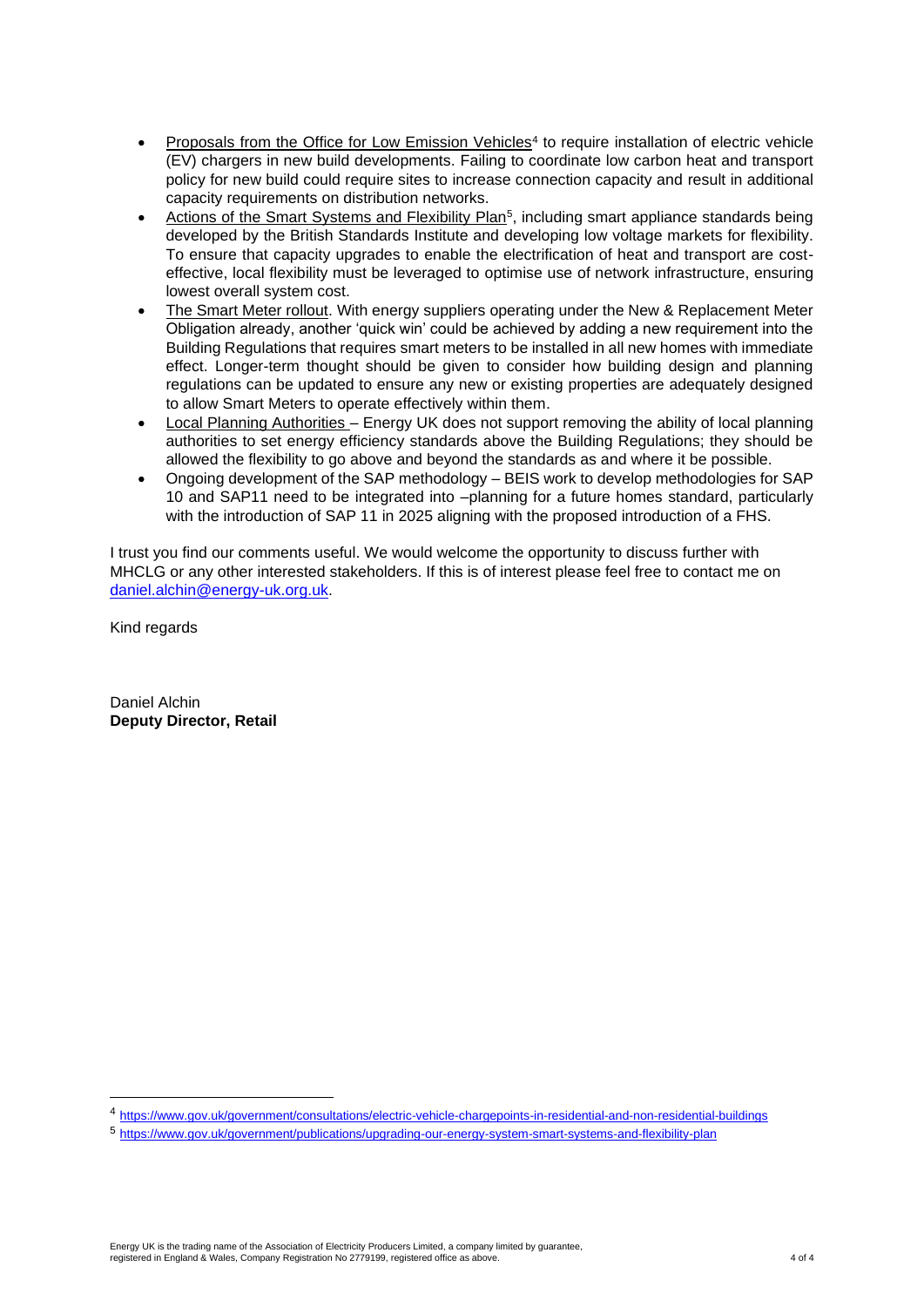- Proposals from the Office for Low Emission Vehicles[4] to require installation of electric vehicle (EV) chargers in new build developments. Failing to coordinate low carbon heat and transport policy for new build could require sites to increase connection capacity and result in additional capacity requirements on distribution networks.
- Actions of the Smart Systems and Flexibility Plan[5], including smart appliance standards being developed by the British Standards Institute and developing low voltage markets for flexibility. To ensure that capacity upgrades to enable the electrification of heat and transport are cost-effective, local flexibility must be leveraged to optimise use of network infrastructure, ensuring lowest overall system cost.
- The Smart Meter rollout. With energy suppliers operating under the New & Replacement Meter Obligation already, another 'quick win' could be achieved by adding a new requirement into the Building Regulations that requires smart meters to be installed in all new homes with immediate effect. Longer-term thought should be given to consider how building design and planning regulations can be updated to ensure any new or existing properties are adequately designed to allow Smart Meters to operate effectively within them.
- Local Planning Authorities – Energy UK does not support removing the ability of local planning authorities to set energy efficiency standards above the Building Regulations; they should be allowed the flexibility to go above and beyond the standards as and where it be possible.
- Ongoing development of the SAP methodology – BEIS work to develop methodologies for SAP 10 and SAP11 need to be integrated into –planning for a future homes standard, particularly with the introduction of SAP 11 in 2025 aligning with the proposed introduction of a FHS.

I trust you find our comments useful. We would welcome the opportunity to discuss further with MHCLG or any other interested stakeholders. If this is of interest please feel free to contact me on daniel.alchin@energy-uk.org.uk.

Kind regards

Daniel Alchin
**Deputy Director, Retail**

---

[4] https://www.gov.uk/government/consultations/electric-vehicle-chargepoints-in-residential-and-non-residential-buildings

[5] https://www.gov.uk/government/publications/upgrading-our-energy-system-smart-systems-and-flexibility-plan

Energy UK is the trading name of the Association of Electricity Producers Limited, a company limited by guarantee, registered in England & Wales, Company Registration No 2779199, registered office as above.